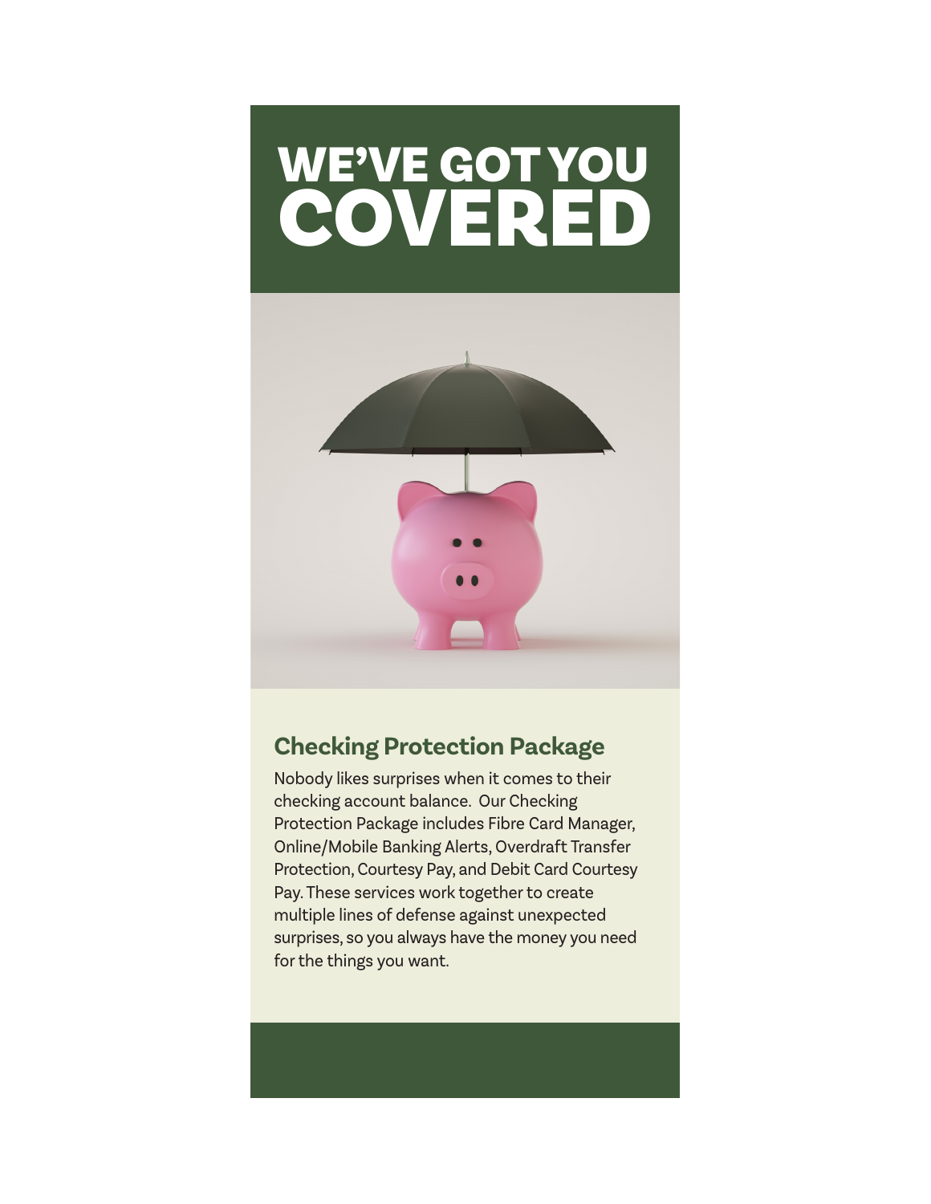# WE'VE GOT YOU COVERED

## Checking Protection Package

Nobody likes surprises when it comes to their checking account balance.  Our Checking Protection Package includes Fibre Card Manager, Online/Mobile Banking Alerts, Overdraft Transfer Protection, Courtesy Pay, and Debit Card Courtesy Pay. These services work together to create multiple lines of defense against unexpected surprises, so you always have the money you need for the things you want.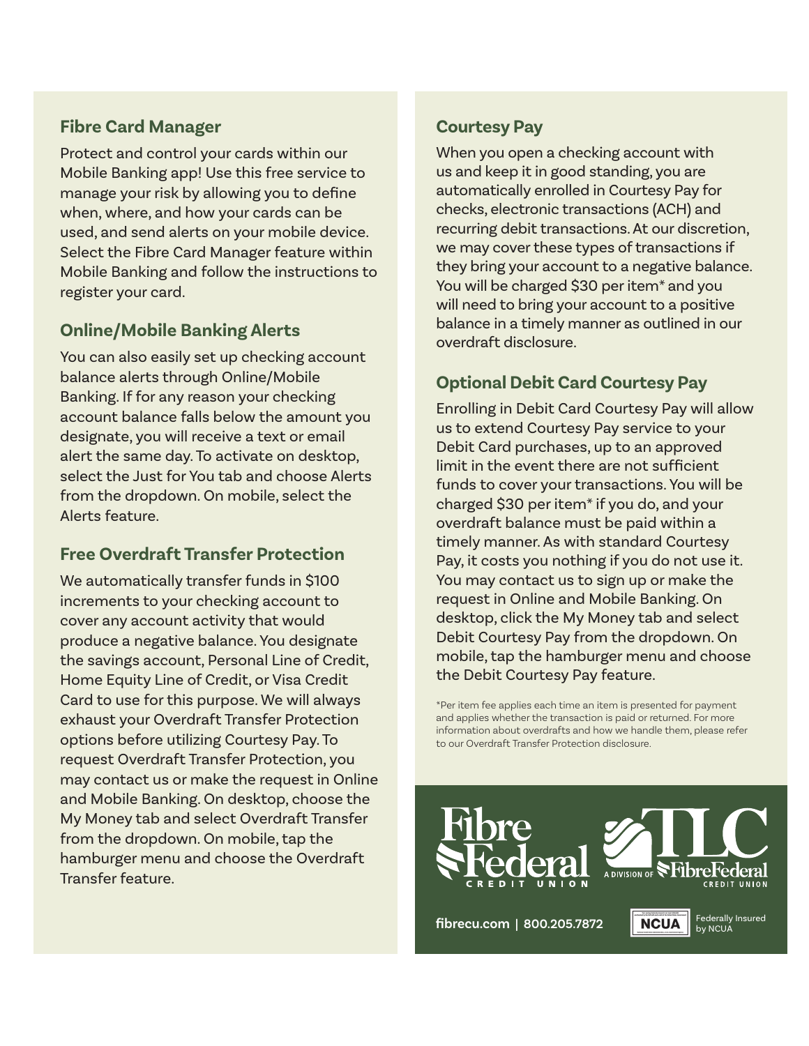## Fibre Card Manager

Protect and control your cards within our Mobile Banking app! Use this free service to manage your risk by allowing you to define when, where, and how your cards can be used, and send alerts on your mobile device. Select the Fibre Card Manager feature within Mobile Banking and follow the instructions to register your card.

## Online/Mobile Banking Alerts

You can also easily set up checking account balance alerts through Online/Mobile Banking. If for any reason your checking account balance falls below the amount you designate, you will receive a text or email alert the same day. To activate on desktop, select the Just for You tab and choose Alerts from the dropdown. On mobile, select the Alerts feature.

## Free Overdraft Transfer Protection

We automatically transfer funds in $100 increments to your checking account to cover any account activity that would produce a negative balance. You designate the savings account, Personal Line of Credit, Home Equity Line of Credit, or Visa Credit Card to use for this purpose. We will always exhaust your Overdraft Transfer Protection options before utilizing Courtesy Pay. To request Overdraft Transfer Protection, you may contact us or make the request in Online and Mobile Banking. On desktop, choose the My Money tab and select Overdraft Transfer from the dropdown. On mobile, tap the hamburger menu and choose the Overdraft Transfer feature.

## Courtesy Pay

When you open a checking account with us and keep it in good standing, you are automatically enrolled in Courtesy Pay for checks, electronic transactions (ACH) and recurring debit transactions. At our discretion, we may cover these types of transactions if they bring your account to a negative balance. You will be charged $30 per item* and you will need to bring your account to a positive balance in a timely manner as outlined in our overdraft disclosure.

## Optional Debit Card Courtesy Pay

Enrolling in Debit Card Courtesy Pay will allow us to extend Courtesy Pay service to your Debit Card purchases, up to an approved limit in the event there are not sufficient funds to cover your transactions. You will be charged $30 per item* if you do, and your overdraft balance must be paid within a timely manner. As with standard Courtesy Pay, it costs you nothing if you do not use it. You may contact us to sign up or make the request in Online and Mobile Banking. On desktop, click the My Money tab and select Debit Courtesy Pay from the dropdown. On mobile, tap the hamburger menu and choose the Debit Courtesy Pay feature.

*Per item fee applies each time an item is presented for payment and applies whether the transaction is paid or returned. For more information about overdrafts and how we handle them, please refer to our Overdraft Transfer Protection disclosure.

Fibre Federal Credit Union

TLC A Division of Fibre Federal Credit Union

fibrecu.com | 800.205.7872

NCUA Federally Insured by NCUA